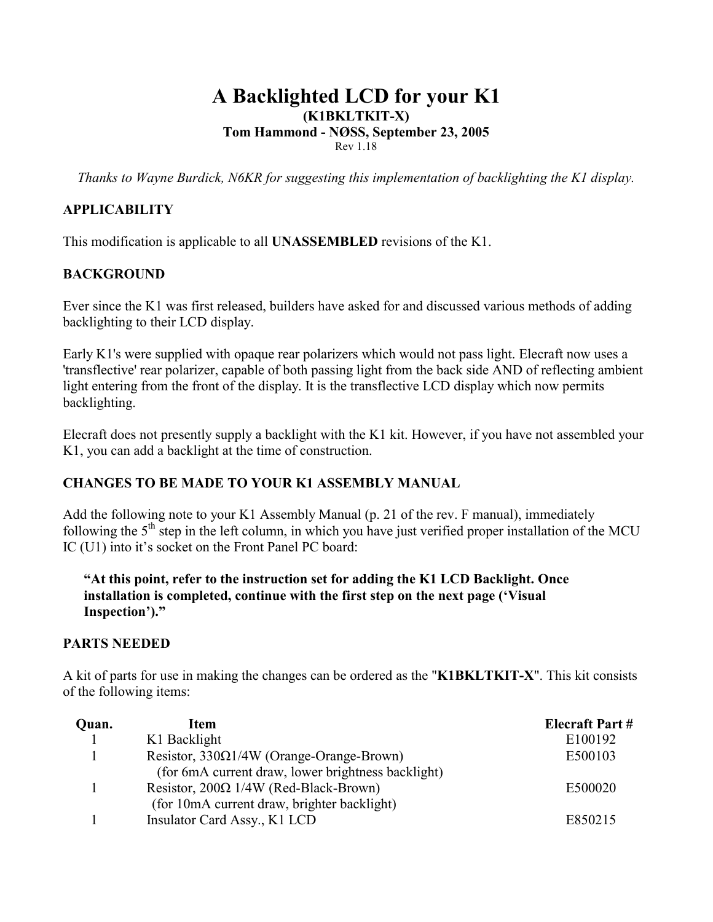# A Backlighted LCD for your K1

**(K1BKLTKIT-X)**

**Tom Hammond - NØSS, September 23, 2005**

Rev 1.18

*Thanks to Wayne Burdick, N6KR for suggesting this implementation of backlighting the K1 display.*

## APPLICABILITY

This modification is applicable to all **UNASSEMBLED** revisions of the K1.

## BACKGROUND

Ever since the K1 was first released, builders have asked for and discussed various methods of adding backlighting to their LCD display.

Early K1's were supplied with opaque rear polarizers which would not pass light. Elecraft now uses a 'transflective' rear polarizer, capable of both passing light from the back side AND of reflecting ambient light entering from the front of the display. It is the transflective LCD display which now permits backlighting.

Elecraft does not presently supply a backlight with the K1 kit. However, if you have not assembled your K1, you can add a backlight at the time of construction.

## CHANGES TO BE MADE TO YOUR K1 ASSEMBLY MANUAL

Add the following note to your K1 Assembly Manual (p. 21 of the rev. F manual), immediately following the 5th step in the left column, in which you have just verified proper installation of the MCU IC (U1) into it's socket on the Front Panel PC board:

> **"At this point, refer to the instruction set for adding the K1 LCD Backlight. Once installation is completed, continue with the first step on the next page ('Visual Inspection')."**

## PARTS NEEDED

A kit of parts for use in making the changes can be ordered as the "**K1BKLTKIT-X**". This kit consists of the following items:

| Quan. | Item | Elecraft Part # |
|---|---|---|
| 1 | K1 Backlight | E100192 |
| 1 | Resistor, 330Ω1/4W (Orange-Orange-Brown)<br>(for 6mA current draw, lower brightness backlight) | E500103 |
| 1 | Resistor, 200Ω 1/4W (Red-Black-Brown)<br>(for 10mA current draw, brighter backlight) | E500020 |
| 1 | Insulator Card Assy., K1 LCD | E850215 |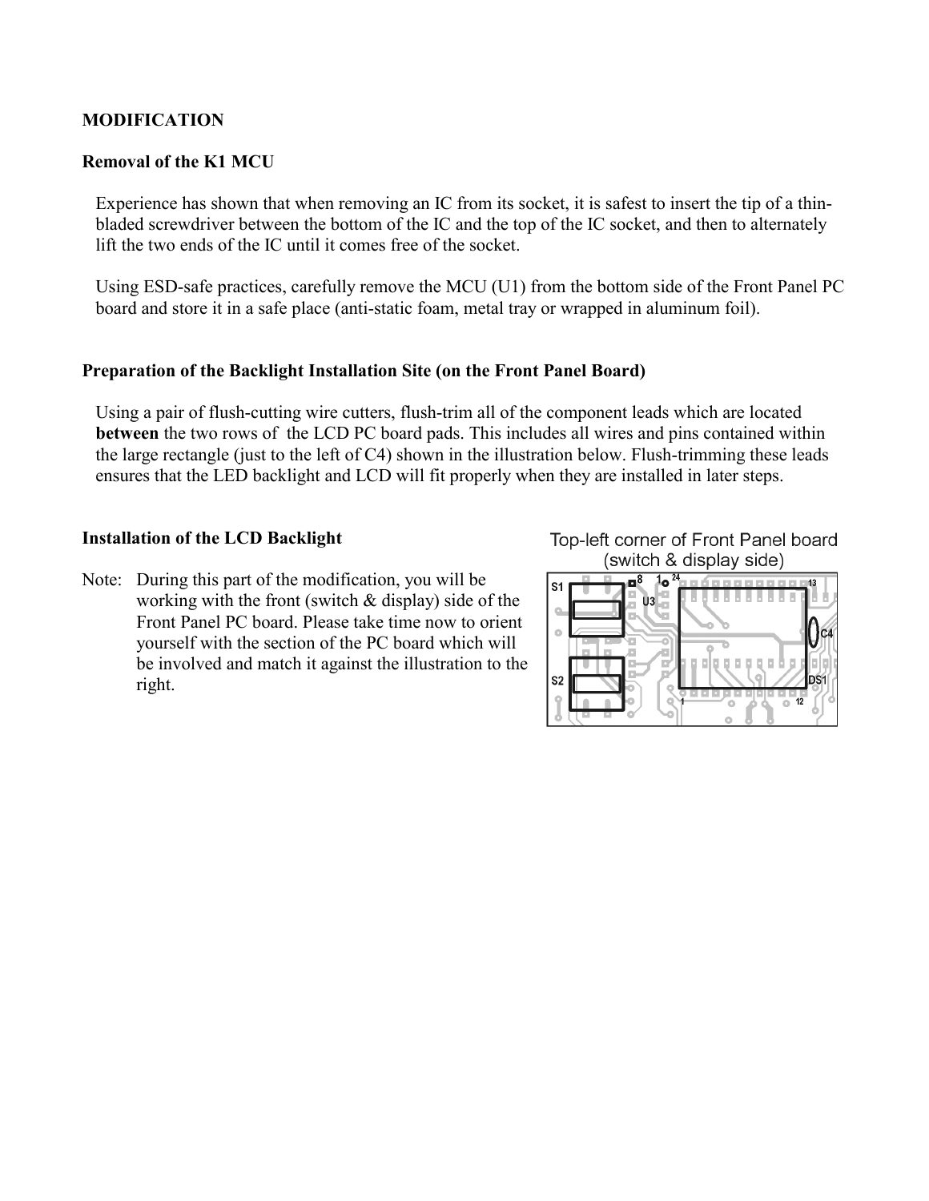**MODIFICATION**

**Removal of the K1 MCU**

Experience has shown that when removing an IC from its socket, it is safest to insert the tip of a thin-bladed screwdriver between the bottom of the IC and the top of the IC socket, and then to alternately lift the two ends of the IC until it comes free of the socket.

Using ESD-safe practices, carefully remove the MCU (U1) from the bottom side of the Front Panel PC board and store it in a safe place (anti-static foam, metal tray or wrapped in aluminum foil).

**Preparation of the Backlight Installation Site (on the Front Panel Board)**

Using a pair of flush-cutting wire cutters, flush-trim all of the component leads which are located **between** the two rows of the LCD PC board pads. This includes all wires and pins contained within the large rectangle (just to the left of C4) shown in the illustration below. Flush-trimming these leads ensures that the LED backlight and LCD will fit properly when they are installed in later steps.

**Installation of the LCD Backlight**

Note: During this part of the modification, you will be working with the front (switch & display) side of the Front Panel PC board. Please take time now to orient yourself with the section of the PC board which will be involved and match it against the illustration to the right.

Top-left corner of Front Panel board (switch & display side)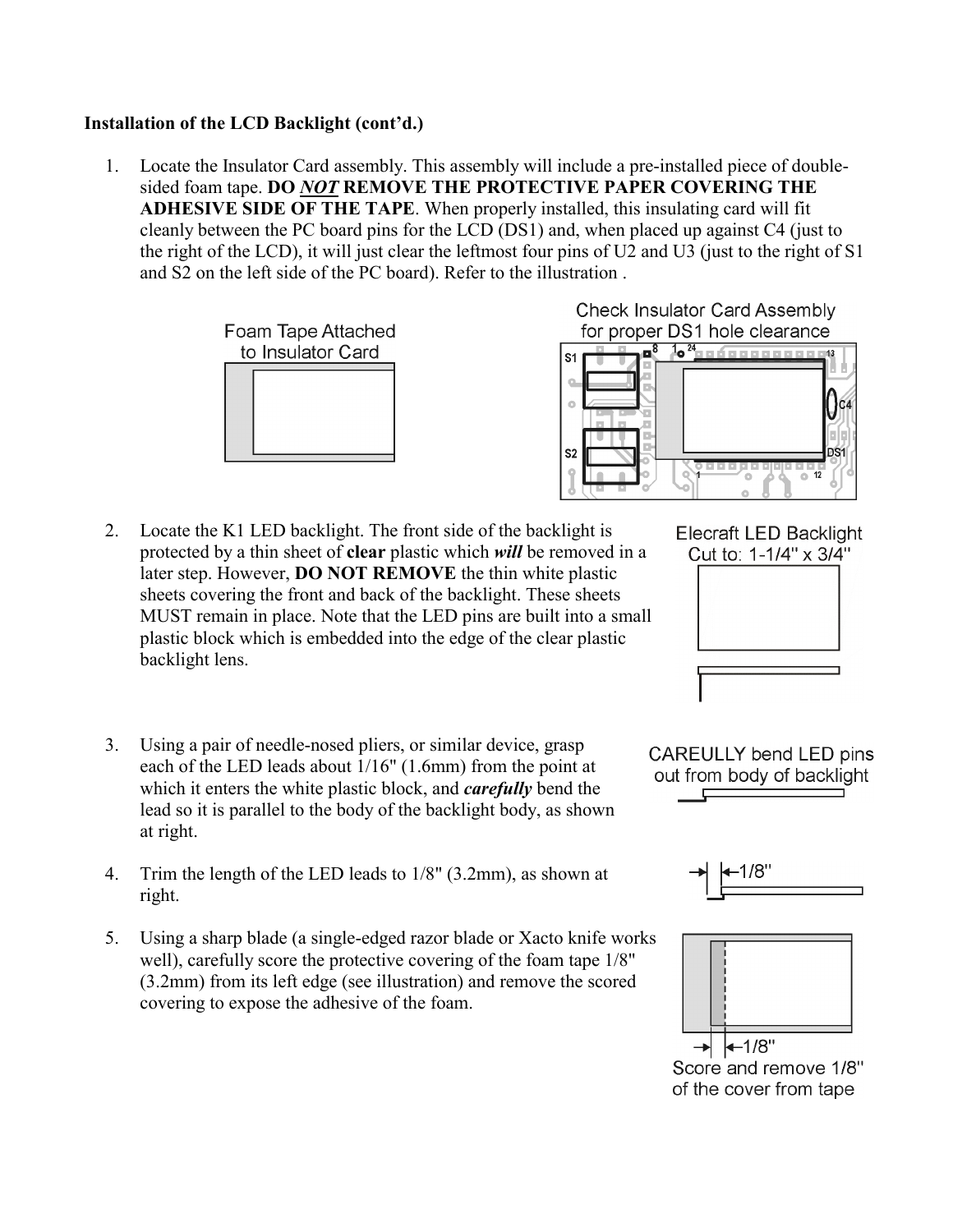**Installation of the LCD Backlight (cont'd.)**

1. Locate the Insulator Card assembly. This assembly will include a pre-installed piece of double-sided foam tape. **DO *NOT* REMOVE THE PROTECTIVE PAPER COVERING THE ADHESIVE SIDE OF THE TAPE**. When properly installed, this insulating card will fit cleanly between the PC board pins for the LCD (DS1) and, when placed up against C4 (just to the right of the LCD), it will just clear the leftmost four pins of U2 and U3 (just to the right of S1 and S2 on the left side of the PC board). Refer to the illustration .

Foam Tape Attached to Insulator Card

Check Insulator Card Assembly for proper DS1 hole clearance

2. Locate the K1 LED backlight. The front side of the backlight is protected by a thin sheet of **clear** plastic which ***will*** be removed in a later step. However, **DO NOT REMOVE** the thin white plastic sheets covering the front and back of the backlight. These sheets MUST remain in place. Note that the LED pins are built into a small plastic block which is embedded into the edge of the clear plastic backlight lens.

Elecraft LED Backlight Cut to: 1-1/4" x 3/4"

3. Using a pair of needle-nosed pliers, or similar device, grasp each of the LED leads about 1/16" (1.6mm) from the point at which it enters the white plastic block, and ***carefully*** bend the lead so it is parallel to the body of the backlight body, as shown at right.

CAREULLY bend LED pins out from body of backlight

4. Trim the length of the LED leads to 1/8" (3.2mm), as shown at right.

1/8"

5. Using a sharp blade (a single-edged razor blade or Xacto knife works well), carefully score the protective covering of the foam tape 1/8" (3.2mm) from its left edge (see illustration) and remove the scored covering to expose the adhesive of the foam.

1/8"

Score and remove 1/8" of the cover from tape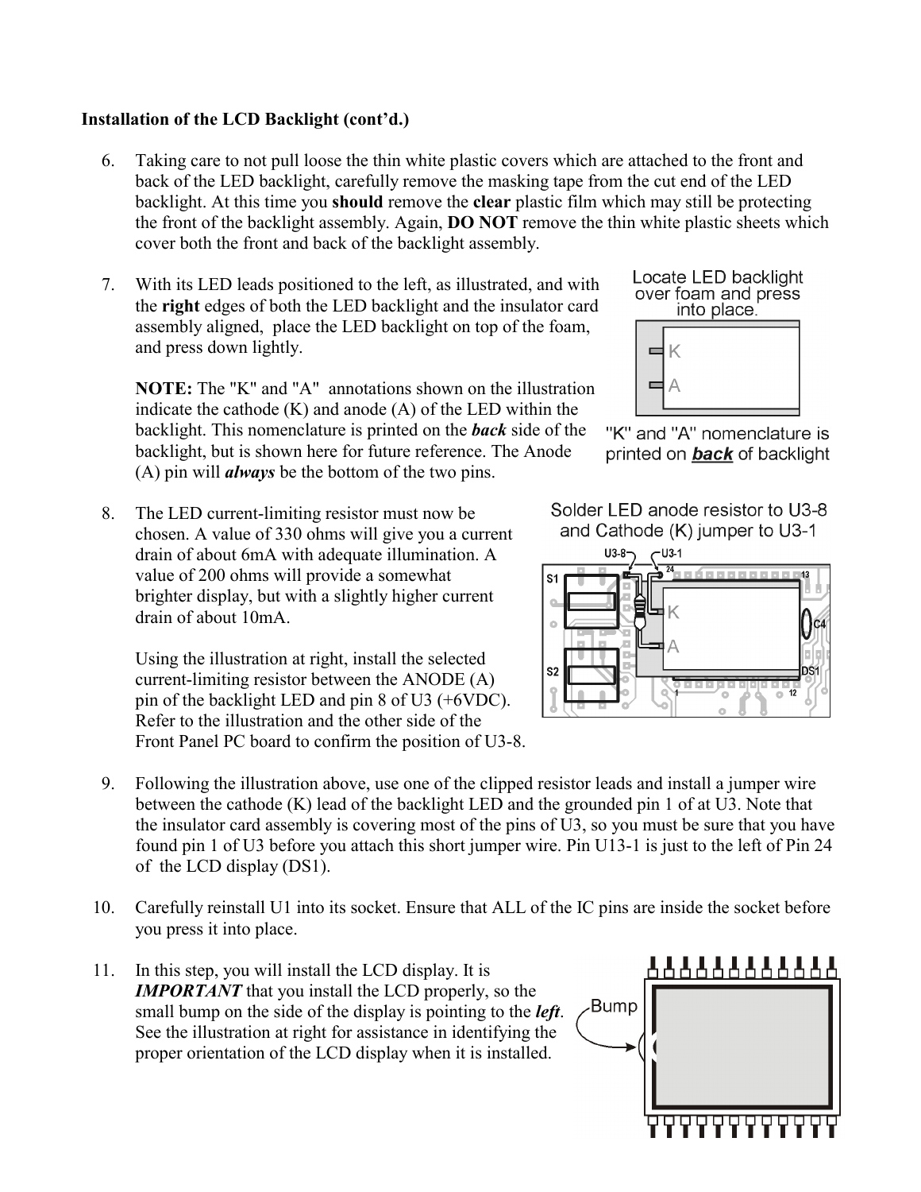**Installation of the LCD Backlight (cont'd.)**

6. Taking care to not pull loose the thin white plastic covers which are attached to the front and back of the LED backlight, carefully remove the masking tape from the cut end of the LED backlight. At this time you **should** remove the **clear** plastic film which may still be protecting the front of the backlight assembly. Again, **DO NOT** remove the thin white plastic sheets which cover both the front and back of the backlight assembly.

7. With its LED leads positioned to the left, as illustrated, and with the **right** edges of both the LED backlight and the insulator card assembly aligned, place the LED backlight on top of the foam, and press down lightly.

   **NOTE:** The "K" and "A" annotations shown on the illustration indicate the cathode (K) and anode (A) of the LED within the backlight. This nomenclature is printed on the ***back*** side of the backlight, but is shown here for future reference. The Anode (A) pin will ***always*** be the bottom of the two pins.

   Locate LED backlight over foam and press into place.

   "K" and "A" nomenclature is printed on ***back*** of backlight

8. The LED current-limiting resistor must now be chosen. A value of 330 ohms will give you a current drain of about 6mA with adequate illumination. A value of 200 ohms will provide a somewhat brighter display, but with a slightly higher current drain of about 10mA.

   Using the illustration at right, install the selected current-limiting resistor between the ANODE (A) pin of the backlight LED and pin 8 of U3 (+6VDC). Refer to the illustration and the other side of the Front Panel PC board to confirm the position of U3-8.

   Solder LED anode resistor to U3-8 and Cathode (K) jumper to U3-1

9. Following the illustration above, use one of the clipped resistor leads and install a jumper wire between the cathode (K) lead of the backlight LED and the grounded pin 1 of at U3. Note that the insulator card assembly is covering most of the pins of U3, so you must be sure that you have found pin 1 of U3 before you attach this short jumper wire. Pin U13-1 is just to the left of Pin 24 of the LCD display (DS1).

10. Carefully reinstall U1 into its socket. Ensure that ALL of the IC pins are inside the socket before you press it into place.

11. In this step, you will install the LCD display. It is ***IMPORTANT*** that you install the LCD properly, so the small bump on the side of the display is pointing to the ***left***. See the illustration at right for assistance in identifying the proper orientation of the LCD display when it is installed.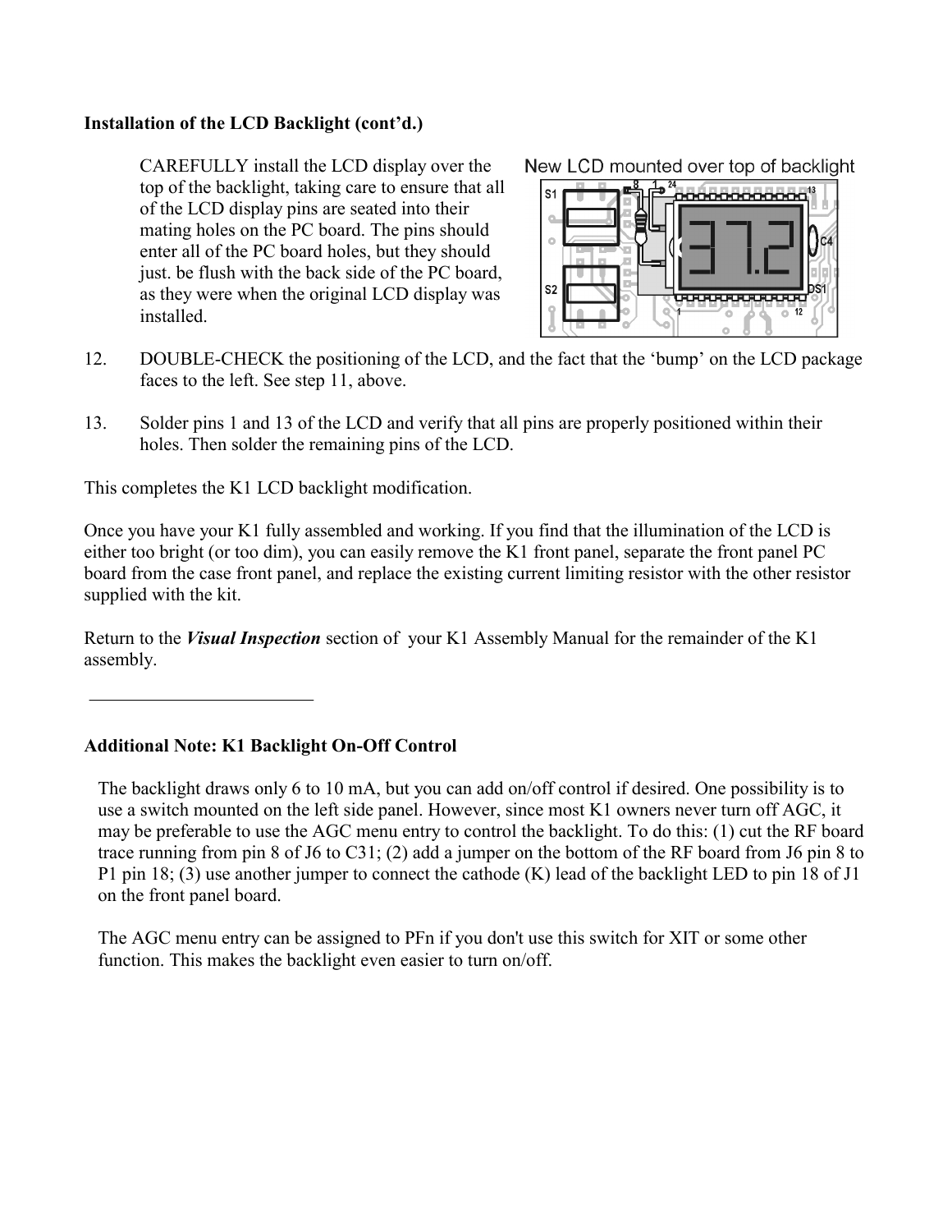**Installation of the LCD Backlight (cont'd.)**

CAREFULLY install the LCD display over the top of the backlight, taking care to ensure that all of the LCD display pins are seated into their mating holes on the PC board. The pins should enter all of the PC board holes, but they should just. be flush with the back side of the PC board, as they were when the original LCD display was installed.

New LCD mounted over top of backlight

12. DOUBLE-CHECK the positioning of the LCD, and the fact that the 'bump' on the LCD package faces to the left. See step 11, above.

13. Solder pins 1 and 13 of the LCD and verify that all pins are properly positioned within their holes. Then solder the remaining pins of the LCD.

This completes the K1 LCD backlight modification.

Once you have your K1 fully assembled and working. If you find that the illumination of the LCD is either too bright (or too dim), you can easily remove the K1 front panel, separate the front panel PC board from the case front panel, and replace the existing current limiting resistor with the other resistor supplied with the kit.

Return to the ***Visual Inspection*** section of your K1 Assembly Manual for the remainder of the K1 assembly.

---

**Additional Note: K1 Backlight On-Off Control**

The backlight draws only 6 to 10 mA, but you can add on/off control if desired. One possibility is to use a switch mounted on the left side panel. However, since most K1 owners never turn off AGC, it may be preferable to use the AGC menu entry to control the backlight. To do this: (1) cut the RF board trace running from pin 8 of J6 to C31; (2) add a jumper on the bottom of the RF board from J6 pin 8 to P1 pin 18; (3) use another jumper to connect the cathode (K) lead of the backlight LED to pin 18 of J1 on the front panel board.

The AGC menu entry can be assigned to PFn if you don't use this switch for XIT or some other function. This makes the backlight even easier to turn on/off.